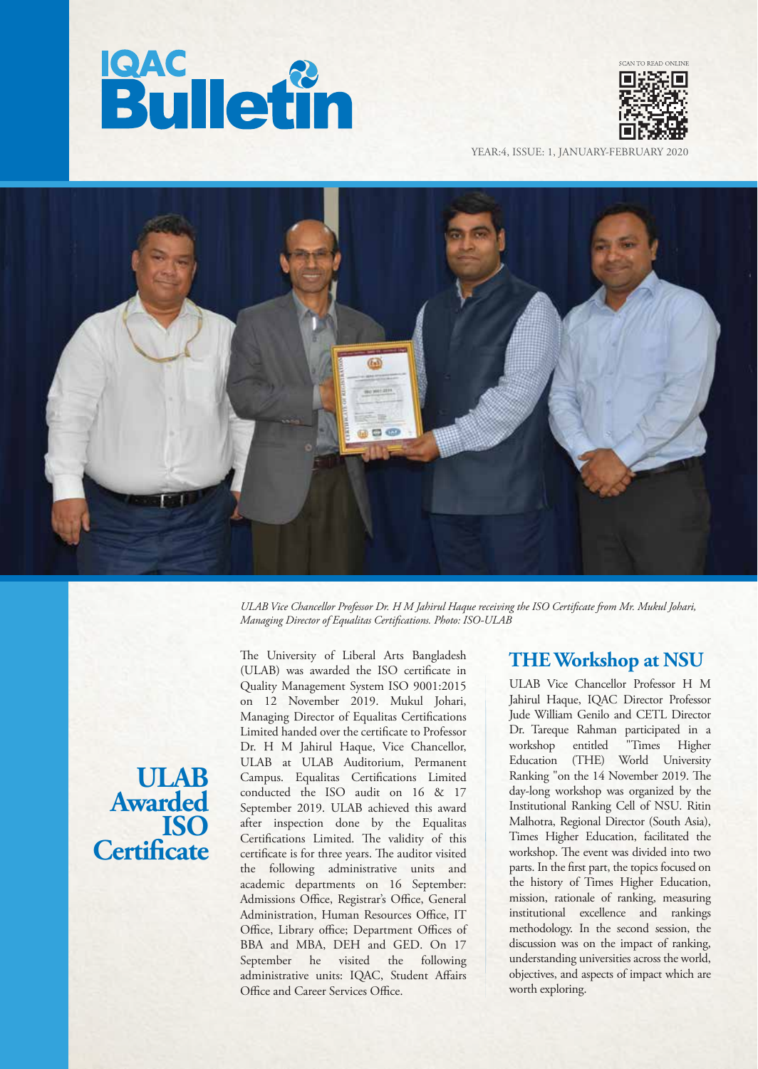# IQAC Bulletin

SCAN TO READ ONLINE

YEAR:4, ISSUE: 1, JANUARY-FEBRUARY 2020

*ULAB Vice Chancellor Professor Dr. H M Jahirul Haque receiving the ISO Certificate from Mr. Mukul Johari, Managing Director of Equalitas Certifications. Photo: ISO-ULAB*

## ULAB Awarded ISO Certificate

The University of Liberal Arts Bangladesh (ULAB) was awarded the ISO certificate in Quality Management System ISO 9001:2015 on 12 November 2019. Mukul Johari, Managing Director of Equalitas Certifications Limited handed over the certificate to Professor Dr. H M Jahirul Haque, Vice Chancellor, ULAB at ULAB Auditorium, Permanent Campus. Equalitas Certifications Limited conducted the ISO audit on 16 & 17 September 2019. ULAB achieved this award after inspection done by the Equalitas Certifications Limited. The validity of this certificate is for three years. The auditor visited the following administrative units and academic departments on 16 September: Admissions Office, Registrar's Office, General Administration, Human Resources Office, IT Office, Library office; Department Offices of BBA and MBA, DEH and GED. On 17 September he visited the following administrative units: IQAC, Student Affairs Office and Career Services Office.

## THE Workshop at NSU

ULAB Vice Chancellor Professor H M Jahirul Haque, IQAC Director Professor Jude William Genilo and CETL Director Dr. Tareque Rahman participated in a workshop entitled "Times Higher Education (THE) World University Ranking "on the 14 November 2019. The day-long workshop was organized by the Institutional Ranking Cell of NSU. Ritin Malhotra, Regional Director (South Asia), Times Higher Education, facilitated the workshop. The event was divided into two parts. In the first part, the topics focused on the history of Times Higher Education, mission, rationale of ranking, measuring institutional excellence and rankings methodology. In the second session, the discussion was on the impact of ranking, understanding universities across the world, objectives, and aspects of impact which are worth exploring.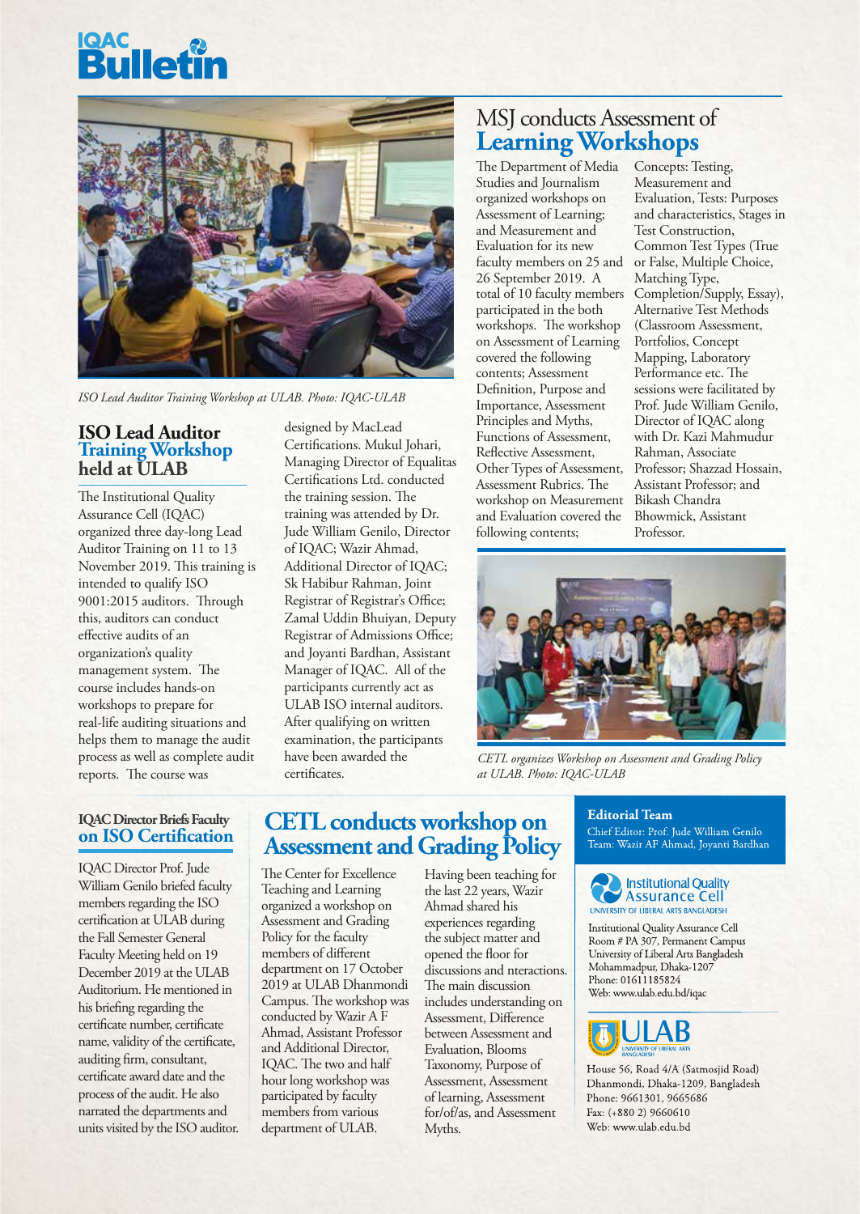# IQAC Bulletin

*ISO Lead Auditor Training Workshop at ULAB. Photo: IQAC-ULAB*

## ISO Lead Auditor Training Workshop held at ULAB

The Institutional Quality Assurance Cell (IQAC) organized three day-long Lead Auditor Training on 11 to 13 November 2019. This training is intended to qualify ISO 9001:2015 auditors. Through this, auditors can conduct effective audits of an organization's quality management system. The course includes hands-on workshops to prepare for real-life auditing situations and helps them to manage the audit process as well as complete audit reports. The course was designed by MacLead Certifications. Mukul Johari, Managing Director of Equalitas Certifications Ltd. conducted the training session. The training was attended by Dr. Jude William Genilo, Director of IQAC; Wazir Ahmad, Additional Director of IQAC; Sk Habibur Rahman, Joint Registrar of Registrar's Office; Zamal Uddin Bhuiyan, Deputy Registrar of Admissions Office; and Joyanti Bardhan, Assistant Manager of IQAC. All of the participants currently act as ULAB ISO internal auditors. After qualifying on written examination, the participants have been awarded the certificates.

## MSJ conducts Assessment of Learning Workshops

The Department of Media Studies and Journalism organized workshops on Assessment of Learning; and Measurement and Evaluation for its new faculty members on 25 and 26 September 2019. A total of 10 faculty members participated in the both workshops. The workshop on Assessment of Learning covered the following contents; Assessment Definition, Purpose and Importance, Assessment Principles and Myths, Functions of Assessment, Reflective Assessment, Other Types of Assessment, Assessment Rubrics. The workshop on Measurement and Evaluation covered the following contents; Concepts: Testing, Measurement and Evaluation, Tests: Purposes and characteristics, Stages in Test Construction, Common Test Types (True or False, Multiple Choice, Matching Type, Completion/Supply, Essay), Alternative Test Methods (Classroom Assessment, Portfolios, Concept Mapping, Laboratory Performance etc. The sessions were facilitated by Prof. Jude William Genilo, Director of IQAC along with Dr. Kazi Mahmudur Rahman, Associate Professor; Shazzad Hossain, Assistant Professor; and Bikash Chandra Bhowmick, Assistant Professor.

*CETL organizes Workshop on Assessment and Grading Policy at ULAB. Photo: IQAC-ULAB*

### IQAC Director Briefs Faculty on ISO Certification

IQAC Director Prof. Jude William Genilo briefed faculty members regarding the ISO certification at ULAB during the Fall Semester General Faculty Meeting held on 19 December 2019 at the ULAB Auditorium. He mentioned in his briefing regarding the certificate number, certificate name, validity of the certificate, auditing firm, consultant, certificate award date and the process of the audit. He also narrated the departments and units visited by the ISO auditor.

## CETL conducts workshop on Assessment and Grading Policy

The Center for Excellence Teaching and Learning organized a workshop on Assessment and Grading Policy for the faculty members of different department on 17 October 2019 at ULAB Dhanmondi Campus. The workshop was conducted by Wazir A F Ahmad, Assistant Professor and Additional Director, IQAC. The two and half hour long workshop was participated by faculty members from various department of ULAB. Having been teaching for the last 22 years, Wazir Ahmad shared his experiences regarding the subject matter and opened the floor for discussions and nteractions. The main discussion includes understanding on Assessment, Difference between Assessment and Evaluation, Blooms Taxonomy, Purpose of Assessment, Assessment of learning, Assessment for/of/as, and Assessment Myths.

**Editorial Team**

Chief Editor: Prof. Jude William Genilo
Team: Wazir AF Ahmad, Joyanti Bardhan

Institutional Quality Assurance Cell
UNIVERSITY OF LIBERAL ARTS BANGLADESH

Institutional Quality Assurance Cell
Room # PA 307, Permanent Campus
University of Liberal Arts Bangladesh
Mohammadpur, Dhaka-1207
Phone: 01611185824
Web: www.ulab.edu.bd/iqac

ULAB
UNIVERSITY OF LIBERAL ARTS BANGLADESH

House 56, Road 4/A (Satmosjid Road)
Dhanmondi, Dhaka-1209, Bangladesh
Phone: 9661301, 9665686
Fax: (+880 2) 9660610
Web: www.ulab.edu.bd